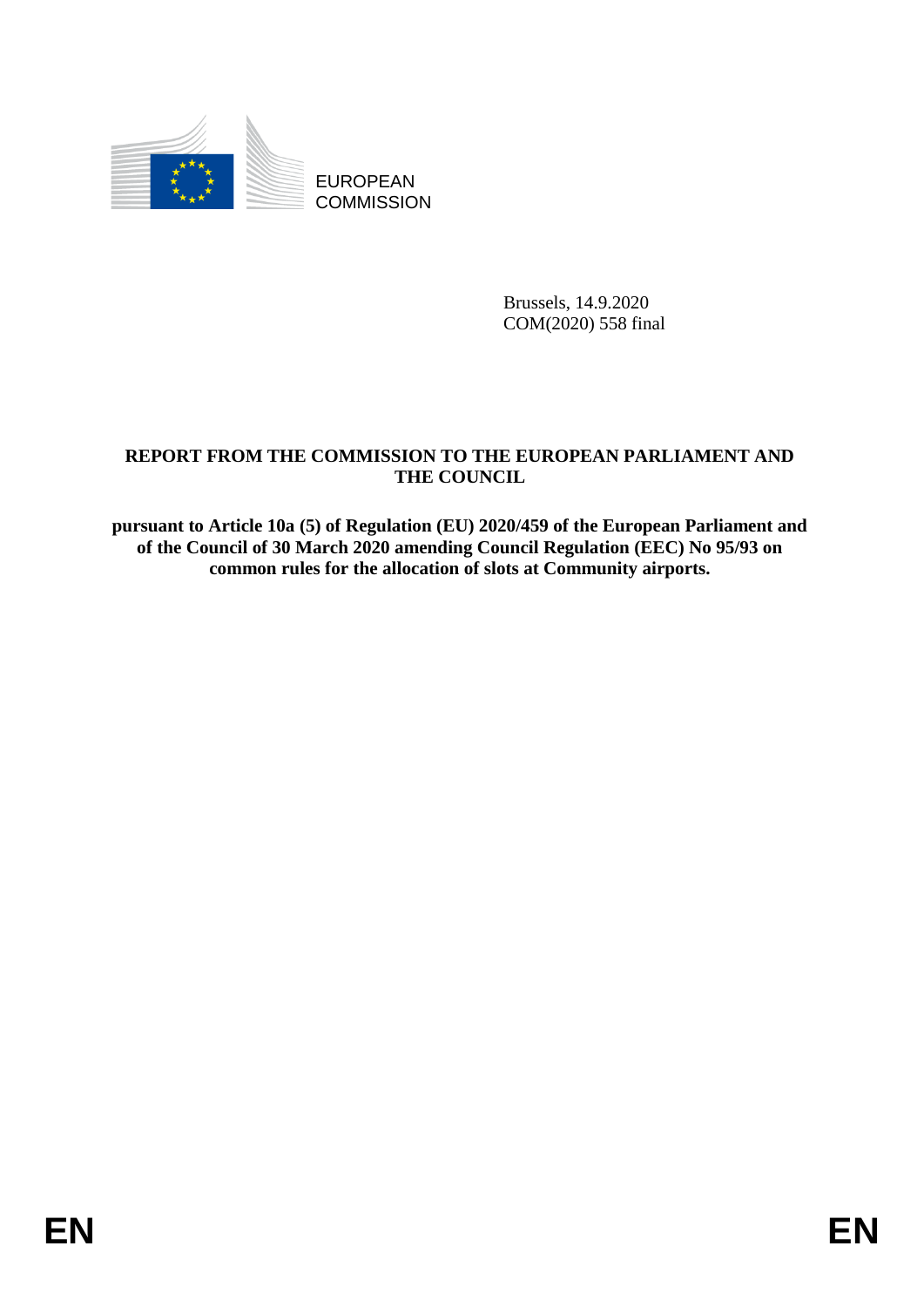EUROPEAN COMMISSION

Brussels, 14.9.2020
COM(2020) 558 final

**REPORT FROM THE COMMISSION TO THE EUROPEAN PARLIAMENT AND THE COUNCIL**

**pursuant to Article 10a (5) of Regulation (EU) 2020/459 of the European Parliament and of the Council of 30 March 2020 amending Council Regulation (EEC) No 95/93 on common rules for the allocation of slots at Community airports.**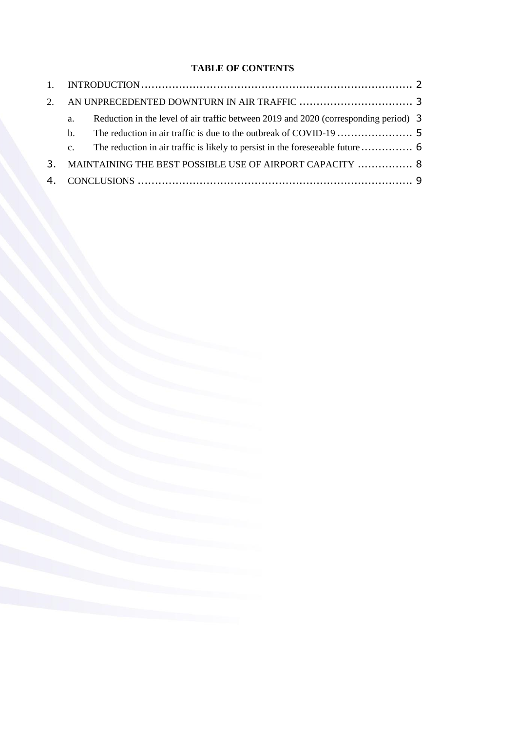**TABLE OF CONTENTS**

1. INTRODUCTION ........ 2
2. AN UNPRECEDENTED DOWNTURN IN AIR TRAFFIC ........ 3
   a. Reduction in the level of air traffic between 2019 and 2020 (corresponding period) 3
   b. The reduction in air traffic is due to the outbreak of COVID-19 ........ 5
   c. The reduction in air traffic is likely to persist in the foreseeable future ........ 6
3. MAINTAINING THE BEST POSSIBLE USE OF AIRPORT CAPACITY ........ 8
4. CONCLUSIONS ........ 9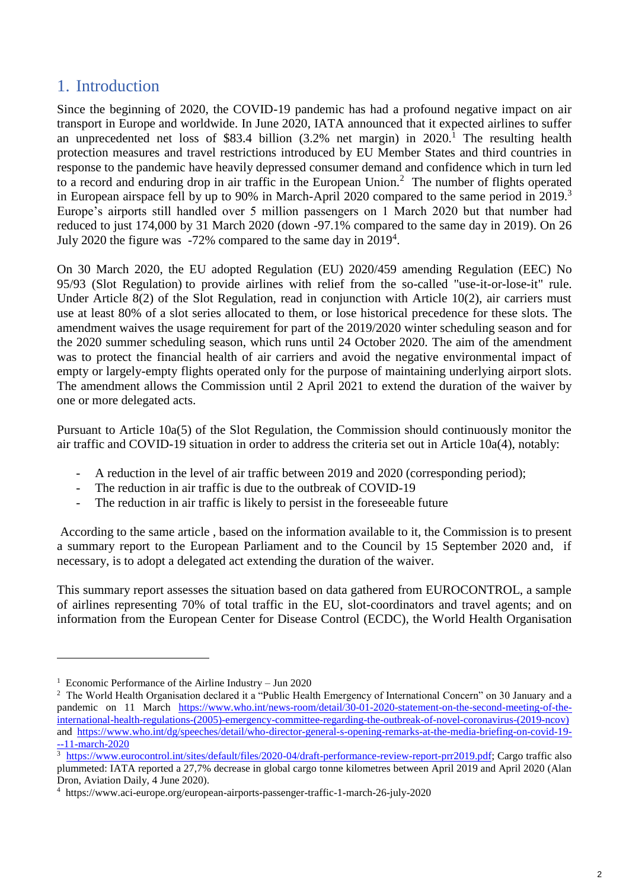# 1. Introduction

Since the beginning of 2020, the COVID-19 pandemic has had a profound negative impact on air transport in Europe and worldwide. In June 2020, IATA announced that it expected airlines to suffer an unprecedented net loss of $83.4 billion (3.2% net margin) in 2020.[1] The resulting health protection measures and travel restrictions introduced by EU Member States and third countries in response to the pandemic have heavily depressed consumer demand and confidence which in turn led to a record and enduring drop in air traffic in the European Union.[2] The number of flights operated in European airspace fell by up to 90% in March-April 2020 compared to the same period in 2019.[3] Europe's airports still handled over 5 million passengers on 1 March 2020 but that number had reduced to just 174,000 by 31 March 2020 (down -97.1% compared to the same day in 2019). On 26 July 2020 the figure was -72% compared to the same day in 2019[4].

On 30 March 2020, the EU adopted Regulation (EU) 2020/459 amending Regulation (EEC) No 95/93 (Slot Regulation) to provide airlines with relief from the so-called "use-it-or-lose-it" rule. Under Article 8(2) of the Slot Regulation, read in conjunction with Article 10(2), air carriers must use at least 80% of a slot series allocated to them, or lose historical precedence for these slots. The amendment waives the usage requirement for part of the 2019/2020 winter scheduling season and for the 2020 summer scheduling season, which runs until 24 October 2020. The aim of the amendment was to protect the financial health of air carriers and avoid the negative environmental impact of empty or largely-empty flights operated only for the purpose of maintaining underlying airport slots. The amendment allows the Commission until 2 April 2021 to extend the duration of the waiver by one or more delegated acts.

Pursuant to Article 10a(5) of the Slot Regulation, the Commission should continuously monitor the air traffic and COVID-19 situation in order to address the criteria set out in Article 10a(4), notably:

- A reduction in the level of air traffic between 2019 and 2020 (corresponding period);
- The reduction in air traffic is due to the outbreak of COVID-19
- The reduction in air traffic is likely to persist in the foreseeable future

According to the same article , based on the information available to it, the Commission is to present a summary report to the European Parliament and to the Council by 15 September 2020 and, if necessary, is to adopt a delegated act extending the duration of the waiver.

This summary report assesses the situation based on data gathered from EUROCONTROL, a sample of airlines representing 70% of total traffic in the EU, slot-coordinators and travel agents; and on information from the European Center for Disease Control (ECDC), the World Health Organisation

---

[1] Economic Performance of the Airline Industry – Jun 2020

[2] The World Health Organisation declared it a "Public Health Emergency of International Concern" on 30 January and a pandemic on 11 March https://www.who.int/news-room/detail/30-01-2020-statement-on-the-second-meeting-of-the-international-health-regulations-(2005)-emergency-committee-regarding-the-outbreak-of-novel-coronavirus-(2019-ncov) and https://www.who.int/dg/speeches/detail/who-director-general-s-opening-remarks-at-the-media-briefing-on-covid-19---11-march-2020

[3] https://www.eurocontrol.int/sites/default/files/2020-04/draft-performance-review-report-prr2019.pdf; Cargo traffic also plummeted: IATA reported a 27,7% decrease in global cargo tonne kilometres between April 2019 and April 2020 (Alan Dron, Aviation Daily, 4 June 2020).

[4] https://www.aci-europe.org/european-airports-passenger-traffic-1-march-26-july-2020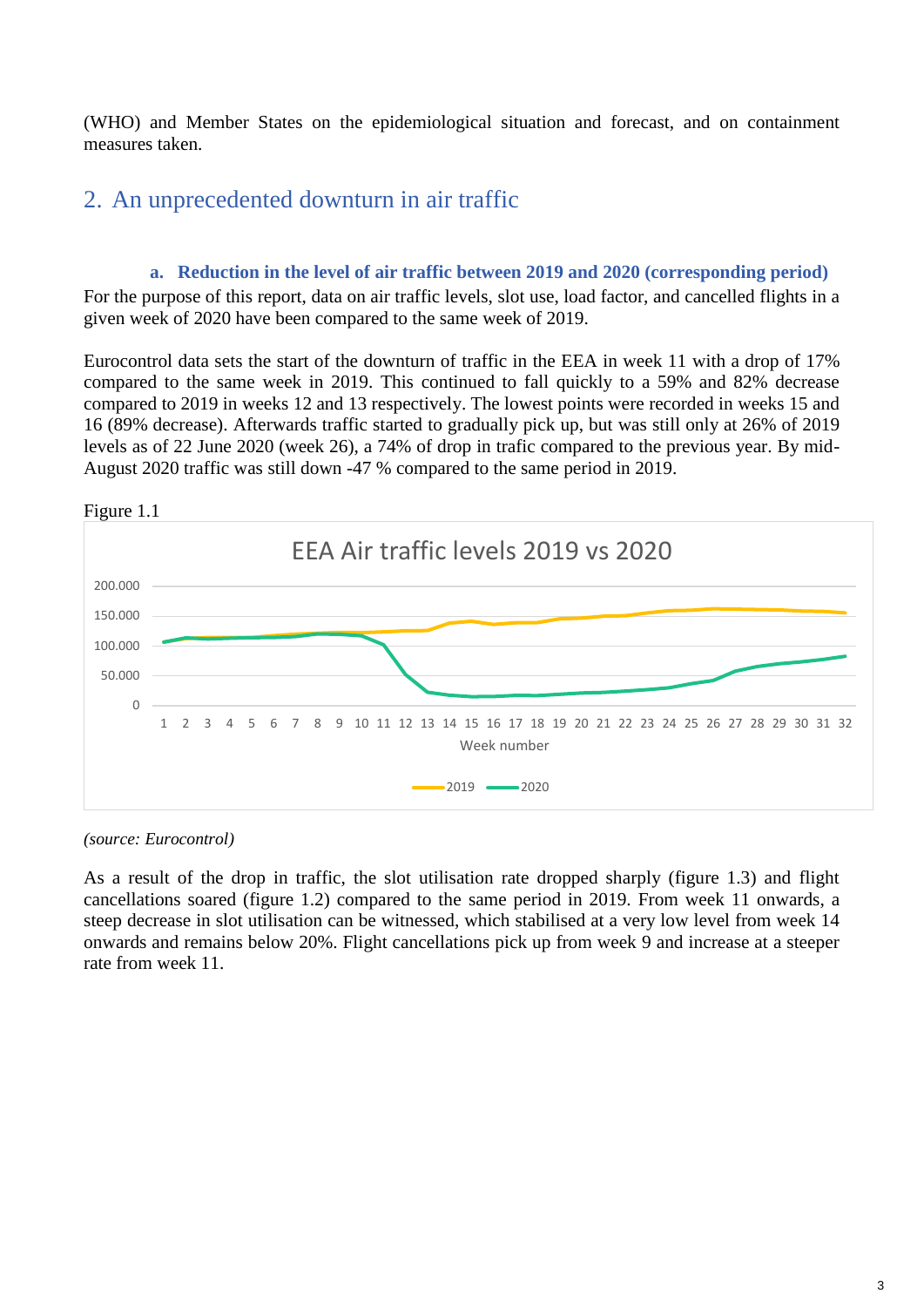(WHO) and Member States on the epidemiological situation and forecast, and on containment measures taken.

## 2. An unprecedented downturn in air traffic

### a. Reduction in the level of air traffic between 2019 and 2020 (corresponding period)

For the purpose of this report, data on air traffic levels, slot use, load factor, and cancelled flights in a given week of 2020 have been compared to the same week of 2019.

Eurocontrol data sets the start of the downturn of traffic in the EEA in week 11 with a drop of 17% compared to the same week in 2019. This continued to fall quickly to a 59% and 82% decrease compared to 2019 in weeks 12 and 13 respectively. The lowest points were recorded in weeks 15 and 16 (89% decrease). Afterwards traffic started to gradually pick up, but was still only at 26% of 2019 levels as of 22 June 2020 (week 26), a 74% of drop in trafic compared to the previous year. By mid-August 2020 traffic was still down -47 % compared to the same period in 2019.

Figure 1.1

*(source: Eurocontrol)*

As a result of the drop in traffic, the slot utilisation rate dropped sharply (figure 1.3) and flight cancellations soared (figure 1.2) compared to the same period in 2019. From week 11 onwards, a steep decrease in slot utilisation can be witnessed, which stabilised at a very low level from week 14 onwards and remains below 20%. Flight cancellations pick up from week 9 and increase at a steeper rate from week 11.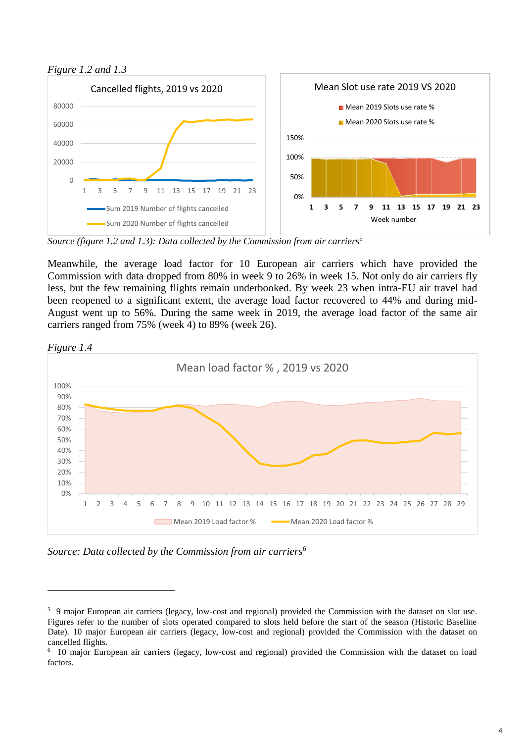*Figure 1.2 and 1.3*

*Source (figure 1.2 and 1.3): Data collected by the Commission from air carriers*[5]

Meanwhile, the average load factor for 10 European air carriers which have provided the Commission with data dropped from 80% in week 9 to 26% in week 15. Not only do air carriers fly less, but the few remaining flights remain underbooked. By week 23 when intra-EU air travel had been reopened to a significant extent, the average load factor recovered to 44% and during mid-August went up to 56%. During the same week in 2019, the average load factor of the same air carriers ranged from 75% (week 4) to 89% (week 26).

*Figure 1.4*

*Source: Data collected by the Commission from air carriers*[6]

---

[5] 9 major European air carriers (legacy, low-cost and regional) provided the Commission with the dataset on slot use. Figures refer to the number of slots operated compared to slots held before the start of the season (Historic Baseline Date). 10 major European air carriers (legacy, low-cost and regional) provided the Commission with the dataset on cancelled flights.

[6] 10 major European air carriers (legacy, low-cost and regional) provided the Commission with the dataset on load factors.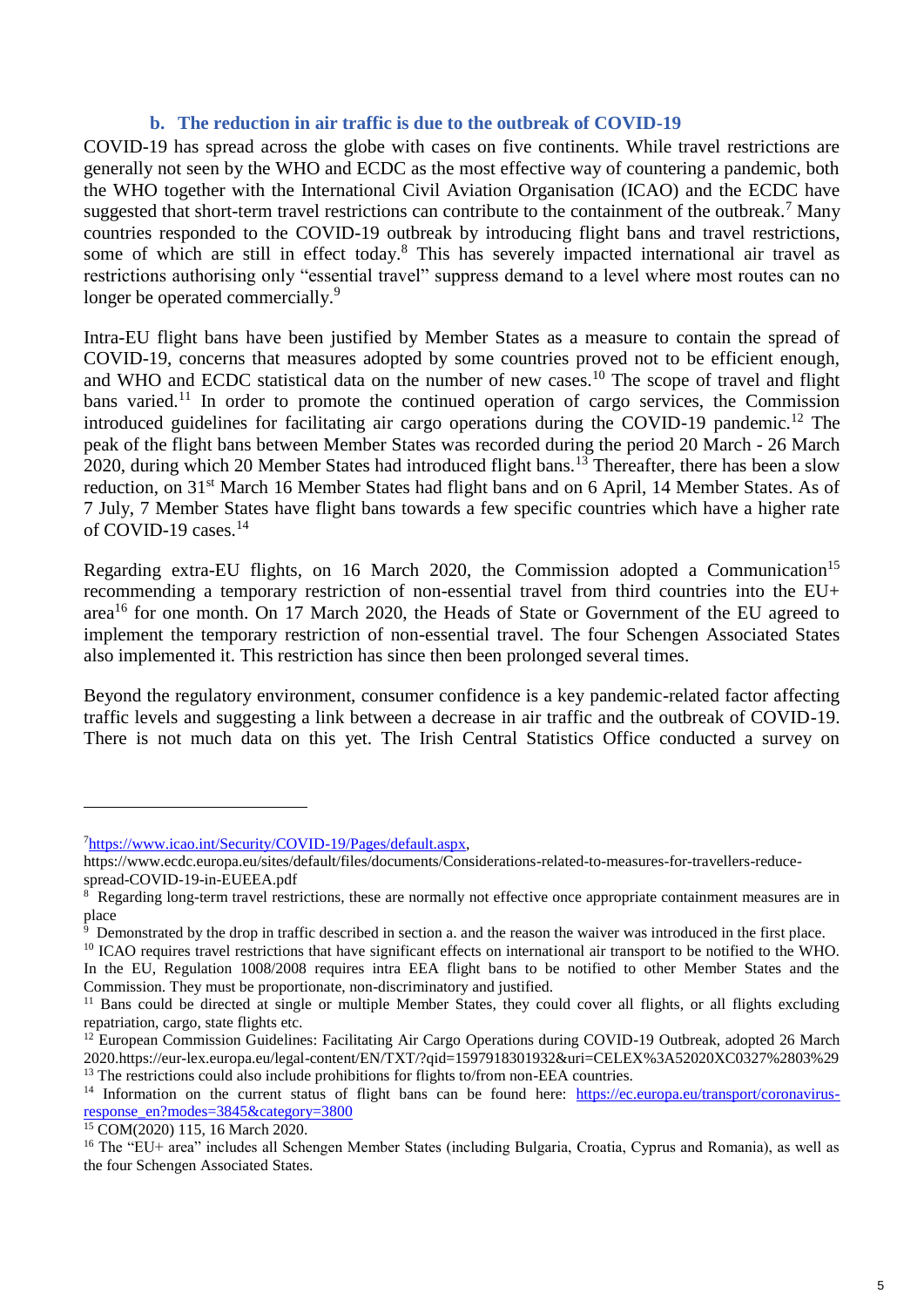### b. The reduction in air traffic is due to the outbreak of COVID-19

COVID-19 has spread across the globe with cases on five continents. While travel restrictions are generally not seen by the WHO and ECDC as the most effective way of countering a pandemic, both the WHO together with the International Civil Aviation Organisation (ICAO) and the ECDC have suggested that short-term travel restrictions can contribute to the containment of the outbreak.[7] Many countries responded to the COVID-19 outbreak by introducing flight bans and travel restrictions, some of which are still in effect today.[8] This has severely impacted international air travel as restrictions authorising only "essential travel" suppress demand to a level where most routes can no longer be operated commercially.[9]

Intra-EU flight bans have been justified by Member States as a measure to contain the spread of COVID-19, concerns that measures adopted by some countries proved not to be efficient enough, and WHO and ECDC statistical data on the number of new cases.[10] The scope of travel and flight bans varied.[11] In order to promote the continued operation of cargo services, the Commission introduced guidelines for facilitating air cargo operations during the COVID-19 pandemic.[12] The peak of the flight bans between Member States was recorded during the period 20 March - 26 March 2020, during which 20 Member States had introduced flight bans.[13] Thereafter, there has been a slow reduction, on 31st March 16 Member States had flight bans and on 6 April, 14 Member States. As of 7 July, 7 Member States have flight bans towards a few specific countries which have a higher rate of COVID-19 cases.[14]

Regarding extra-EU flights, on 16 March 2020, the Commission adopted a Communication[15] recommending a temporary restriction of non-essential travel from third countries into the EU+ area[16] for one month. On 17 March 2020, the Heads of State or Government of the EU agreed to implement the temporary restriction of non-essential travel. The four Schengen Associated States also implemented it. This restriction has since then been prolonged several times.

Beyond the regulatory environment, consumer confidence is a key pandemic-related factor affecting traffic levels and suggesting a link between a decrease in air traffic and the outbreak of COVID-19. There is not much data on this yet. The Irish Central Statistics Office conducted a survey on

---

[7] https://www.icao.int/Security/COVID-19/Pages/default.aspx, https://www.ecdc.europa.eu/sites/default/files/documents/Considerations-related-to-measures-for-travellers-reduce-spread-COVID-19-in-EUEEA.pdf

[8] Regarding long-term travel restrictions, these are normally not effective once appropriate containment measures are in place

[9] Demonstrated by the drop in traffic described in section a. and the reason the waiver was introduced in the first place.

[10] ICAO requires travel restrictions that have significant effects on international air transport to be notified to the WHO. In the EU, Regulation 1008/2008 requires intra EEA flight bans to be notified to other Member States and the Commission. They must be proportionate, non-discriminatory and justified.

[11] Bans could be directed at single or multiple Member States, they could cover all flights, or all flights excluding repatriation, cargo, state flights etc.

[12] European Commission Guidelines: Facilitating Air Cargo Operations during COVID-19 Outbreak, adopted 26 March 2020.https://eur-lex.europa.eu/legal-content/EN/TXT/?qid=1597918301932&uri=CELEX%3A52020XC0327%2803%29

[13] The restrictions could also include prohibitions for flights to/from non-EEA countries.

[14] Information on the current status of flight bans can be found here: https://ec.europa.eu/transport/coronavirus-response_en?modes=3845&category=3800

[15] COM(2020) 115, 16 March 2020.

[16] The "EU+ area" includes all Schengen Member States (including Bulgaria, Croatia, Cyprus and Romania), as well as the four Schengen Associated States.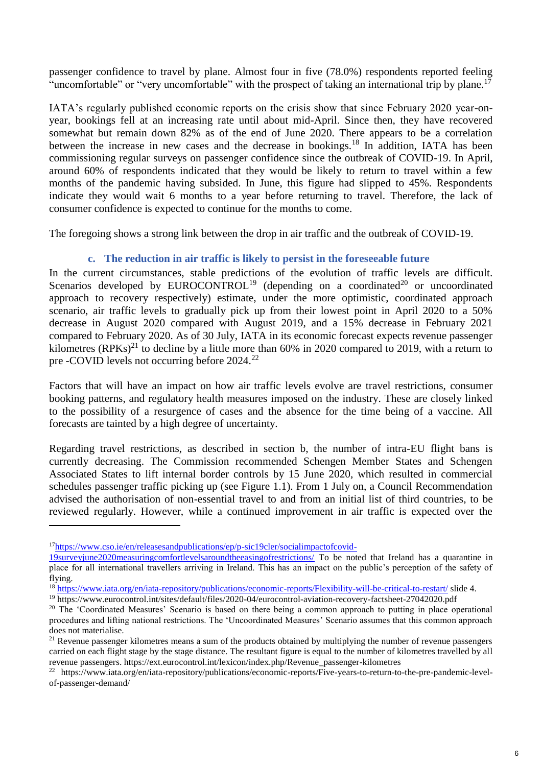passenger confidence to travel by plane. Almost four in five (78.0%) respondents reported feeling "uncomfortable" or "very uncomfortable" with the prospect of taking an international trip by plane.[17]

IATA's regularly published economic reports on the crisis show that since February 2020 year-on-year, bookings fell at an increasing rate until about mid-April. Since then, they have recovered somewhat but remain down 82% as of the end of June 2020. There appears to be a correlation between the increase in new cases and the decrease in bookings.[18] In addition, IATA has been commissioning regular surveys on passenger confidence since the outbreak of COVID-19. In April, around 60% of respondents indicated that they would be likely to return to travel within a few months of the pandemic having subsided. In June, this figure had slipped to 45%. Respondents indicate they would wait 6 months to a year before returning to travel. Therefore, the lack of consumer confidence is expected to continue for the months to come.

The foregoing shows a strong link between the drop in air traffic and the outbreak of COVID-19.

### c. The reduction in air traffic is likely to persist in the foreseeable future

In the current circumstances, stable predictions of the evolution of traffic levels are difficult. Scenarios developed by EUROCONTROL[19] (depending on a coordinated[20] or uncoordinated approach to recovery respectively) estimate, under the more optimistic, coordinated approach scenario, air traffic levels to gradually pick up from their lowest point in April 2020 to a 50% decrease in August 2020 compared with August 2019, and a 15% decrease in February 2021 compared to February 2020. As of 30 July, IATA in its economic forecast expects revenue passenger kilometres (RPKs)[21] to decline by a little more than 60% in 2020 compared to 2019, with a return to pre -COVID levels not occurring before 2024.[22]

Factors that will have an impact on how air traffic levels evolve are travel restrictions, consumer booking patterns, and regulatory health measures imposed on the industry. These are closely linked to the possibility of a resurgence of cases and the absence for the time being of a vaccine. All forecasts are tainted by a high degree of uncertainty.

Regarding travel restrictions, as described in section b, the number of intra-EU flight bans is currently decreasing. The Commission recommended Schengen Member States and Schengen Associated States to lift internal border controls by 15 June 2020, which resulted in commercial schedules passenger traffic picking up (see Figure 1.1). From 1 July on, a Council Recommendation advised the authorisation of non-essential travel to and from an initial list of third countries, to be reviewed regularly. However, while a continued improvement in air traffic is expected over the

---

[17] https://www.cso.ie/en/releasesandpublications/ep/p-sic19cler/socialimpactofcovid-19surveyjune2020measuringcomfortlevelsaroundtheeasingofrestrictions/ To be noted that Ireland has a quarantine in place for all international travellers arriving in Ireland. This has an impact on the public's perception of the safety of flying.

[18] https://www.iata.org/en/iata-repository/publications/economic-reports/Flexibility-will-be-critical-to-restart/ slide 4.

[19] https://www.eurocontrol.int/sites/default/files/2020-04/eurocontrol-aviation-recovery-factsheet-27042020.pdf

[20] The 'Coordinated Measures' Scenario is based on there being a common approach to putting in place operational procedures and lifting national restrictions. The 'Uncoordinated Measures' Scenario assumes that this common approach does not materialise.

[21] Revenue passenger kilometres means a sum of the products obtained by multiplying the number of revenue passengers carried on each flight stage by the stage distance. The resultant figure is equal to the number of kilometres travelled by all revenue passengers. https://ext.eurocontrol.int/lexicon/index.php/Revenue_passenger-kilometres

[22] https://www.iata.org/en/iata-repository/publications/economic-reports/Five-years-to-return-to-the-pre-pandemic-level-of-passenger-demand/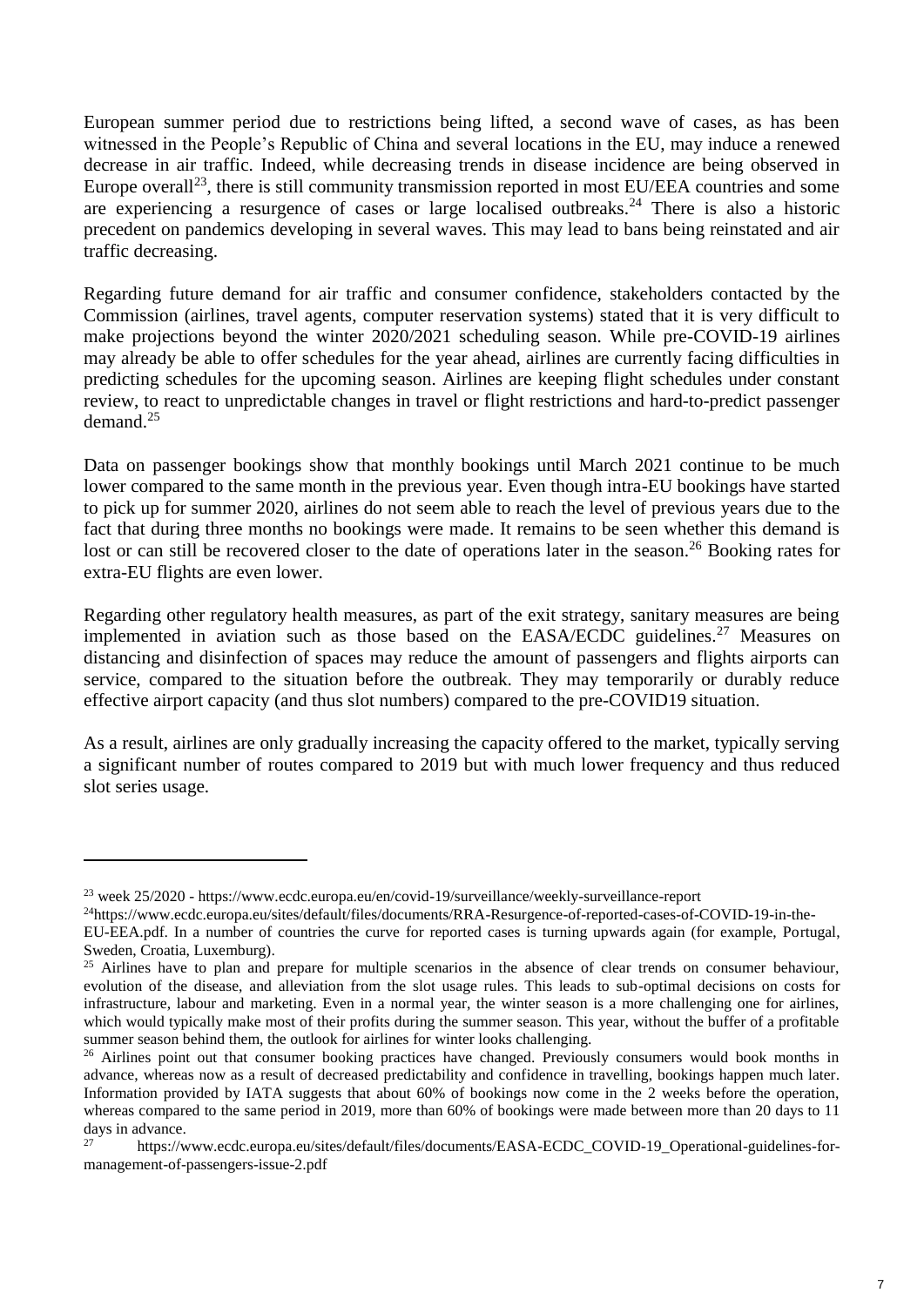European summer period due to restrictions being lifted, a second wave of cases, as has been witnessed in the People's Republic of China and several locations in the EU, may induce a renewed decrease in air traffic. Indeed, while decreasing trends in disease incidence are being observed in Europe overall[23], there is still community transmission reported in most EU/EEA countries and some are experiencing a resurgence of cases or large localised outbreaks.[24] There is also a historic precedent on pandemics developing in several waves. This may lead to bans being reinstated and air traffic decreasing.

Regarding future demand for air traffic and consumer confidence, stakeholders contacted by the Commission (airlines, travel agents, computer reservation systems) stated that it is very difficult to make projections beyond the winter 2020/2021 scheduling season. While pre-COVID-19 airlines may already be able to offer schedules for the year ahead, airlines are currently facing difficulties in predicting schedules for the upcoming season. Airlines are keeping flight schedules under constant review, to react to unpredictable changes in travel or flight restrictions and hard-to-predict passenger demand.[25]

Data on passenger bookings show that monthly bookings until March 2021 continue to be much lower compared to the same month in the previous year. Even though intra-EU bookings have started to pick up for summer 2020, airlines do not seem able to reach the level of previous years due to the fact that during three months no bookings were made. It remains to be seen whether this demand is lost or can still be recovered closer to the date of operations later in the season.[26] Booking rates for extra-EU flights are even lower.

Regarding other regulatory health measures, as part of the exit strategy, sanitary measures are being implemented in aviation such as those based on the EASA/ECDC guidelines.[27] Measures on distancing and disinfection of spaces may reduce the amount of passengers and flights airports can service, compared to the situation before the outbreak. They may temporarily or durably reduce effective airport capacity (and thus slot numbers) compared to the pre-COVID19 situation.

As a result, airlines are only gradually increasing the capacity offered to the market, typically serving a significant number of routes compared to 2019 but with much lower frequency and thus reduced slot series usage.

---

[23] week 25/2020 - https://www.ecdc.europa.eu/en/covid-19/surveillance/weekly-surveillance-report

[24] https://www.ecdc.europa.eu/sites/default/files/documents/RRA-Resurgence-of-reported-cases-of-COVID-19-in-the-EU-EEA.pdf. In a number of countries the curve for reported cases is turning upwards again (for example, Portugal, Sweden, Croatia, Luxemburg).

[25] Airlines have to plan and prepare for multiple scenarios in the absence of clear trends on consumer behaviour, evolution of the disease, and alleviation from the slot usage rules. This leads to sub-optimal decisions on costs for infrastructure, labour and marketing. Even in a normal year, the winter season is a more challenging one for airlines, which would typically make most of their profits during the summer season. This year, without the buffer of a profitable summer season behind them, the outlook for airlines for winter looks challenging.

[26] Airlines point out that consumer booking practices have changed. Previously consumers would book months in advance, whereas now as a result of decreased predictability and confidence in travelling, bookings happen much later. Information provided by IATA suggests that about 60% of bookings now come in the 2 weeks before the operation, whereas compared to the same period in 2019, more than 60% of bookings were made between more than 20 days to 11 days in advance.

[27] https://www.ecdc.europa.eu/sites/default/files/documents/EASA-ECDC_COVID-19_Operational-guidelines-for-management-of-passengers-issue-2.pdf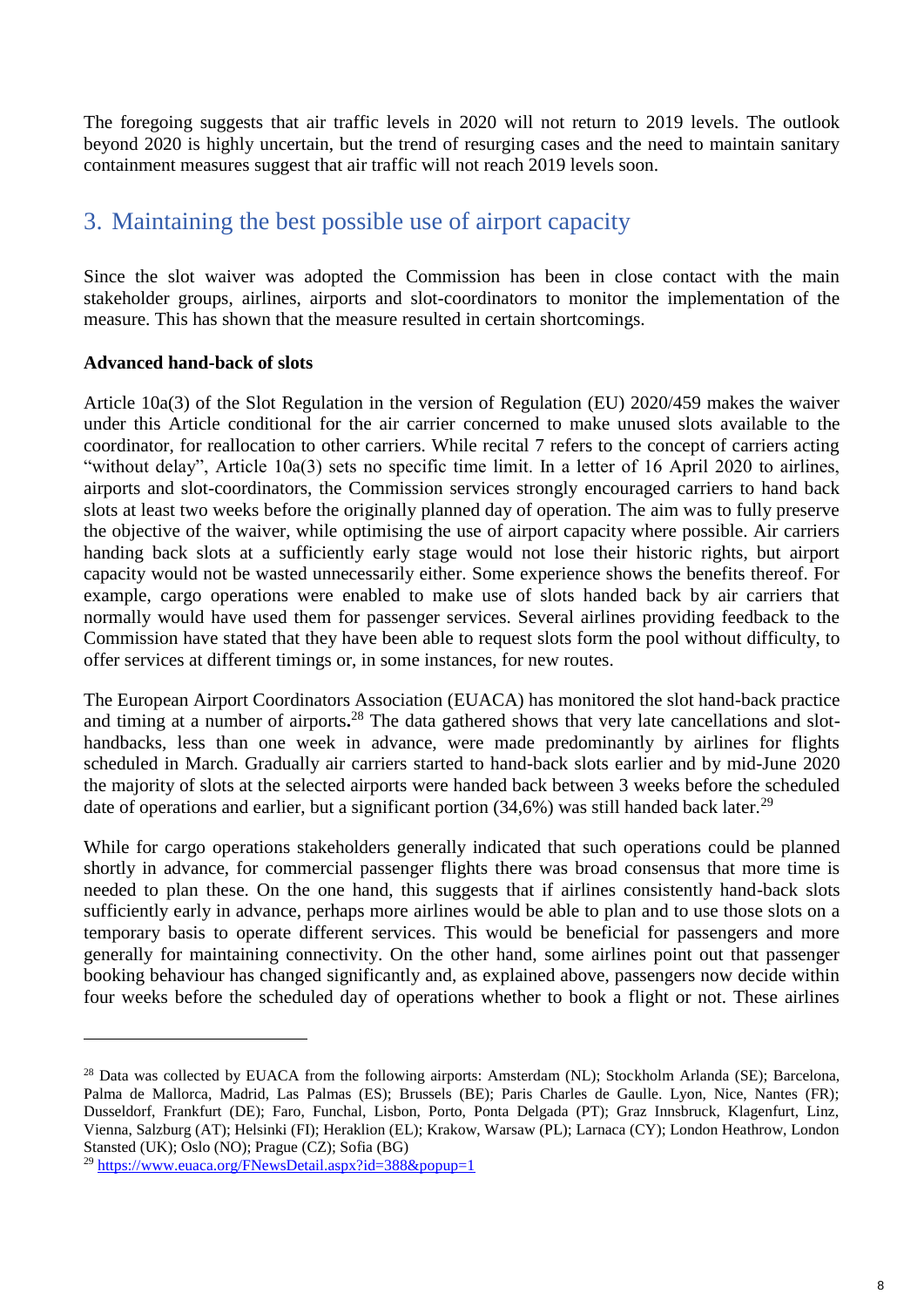The foregoing suggests that air traffic levels in 2020 will not return to 2019 levels. The outlook beyond 2020 is highly uncertain, but the trend of resurging cases and the need to maintain sanitary containment measures suggest that air traffic will not reach 2019 levels soon.

## 3. Maintaining the best possible use of airport capacity

Since the slot waiver was adopted the Commission has been in close contact with the main stakeholder groups, airlines, airports and slot-coordinators to monitor the implementation of the measure. This has shown that the measure resulted in certain shortcomings.

**Advanced hand-back of slots**

Article 10a(3) of the Slot Regulation in the version of Regulation (EU) 2020/459 makes the waiver under this Article conditional for the air carrier concerned to make unused slots available to the coordinator, for reallocation to other carriers. While recital 7 refers to the concept of carriers acting "without delay", Article 10a(3) sets no specific time limit. In a letter of 16 April 2020 to airlines, airports and slot-coordinators, the Commission services strongly encouraged carriers to hand back slots at least two weeks before the originally planned day of operation. The aim was to fully preserve the objective of the waiver, while optimising the use of airport capacity where possible. Air carriers handing back slots at a sufficiently early stage would not lose their historic rights, but airport capacity would not be wasted unnecessarily either. Some experience shows the benefits thereof. For example, cargo operations were enabled to make use of slots handed back by air carriers that normally would have used them for passenger services. Several airlines providing feedback to the Commission have stated that they have been able to request slots form the pool without difficulty, to offer services at different timings or, in some instances, for new routes.

The European Airport Coordinators Association (EUACA) has monitored the slot hand-back practice and timing at a number of airports.[28] The data gathered shows that very late cancellations and slot-handbacks, less than one week in advance, were made predominantly by airlines for flights scheduled in March. Gradually air carriers started to hand-back slots earlier and by mid-June 2020 the majority of slots at the selected airports were handed back between 3 weeks before the scheduled date of operations and earlier, but a significant portion (34,6%) was still handed back later.[29]

While for cargo operations stakeholders generally indicated that such operations could be planned shortly in advance, for commercial passenger flights there was broad consensus that more time is needed to plan these. On the one hand, this suggests that if airlines consistently hand-back slots sufficiently early in advance, perhaps more airlines would be able to plan and to use those slots on a temporary basis to operate different services. This would be beneficial for passengers and more generally for maintaining connectivity. On the other hand, some airlines point out that passenger booking behaviour has changed significantly and, as explained above, passengers now decide within four weeks before the scheduled day of operations whether to book a flight or not. These airlines

---

[28] Data was collected by EUACA from the following airports: Amsterdam (NL); Stockholm Arlanda (SE); Barcelona, Palma de Mallorca, Madrid, Las Palmas (ES); Brussels (BE); Paris Charles de Gaulle. Lyon, Nice, Nantes (FR); Dusseldorf, Frankfurt (DE); Faro, Funchal, Lisbon, Porto, Ponta Delgada (PT); Graz Innsbruck, Klagenfurt, Linz, Vienna, Salzburg (AT); Helsinki (FI); Heraklion (EL); Krakow, Warsaw (PL); Larnaca (CY); London Heathrow, London Stansted (UK); Oslo (NO); Prague (CZ); Sofia (BG)

[29] https://www.euaca.org/FNewsDetail.aspx?id=388&popup=1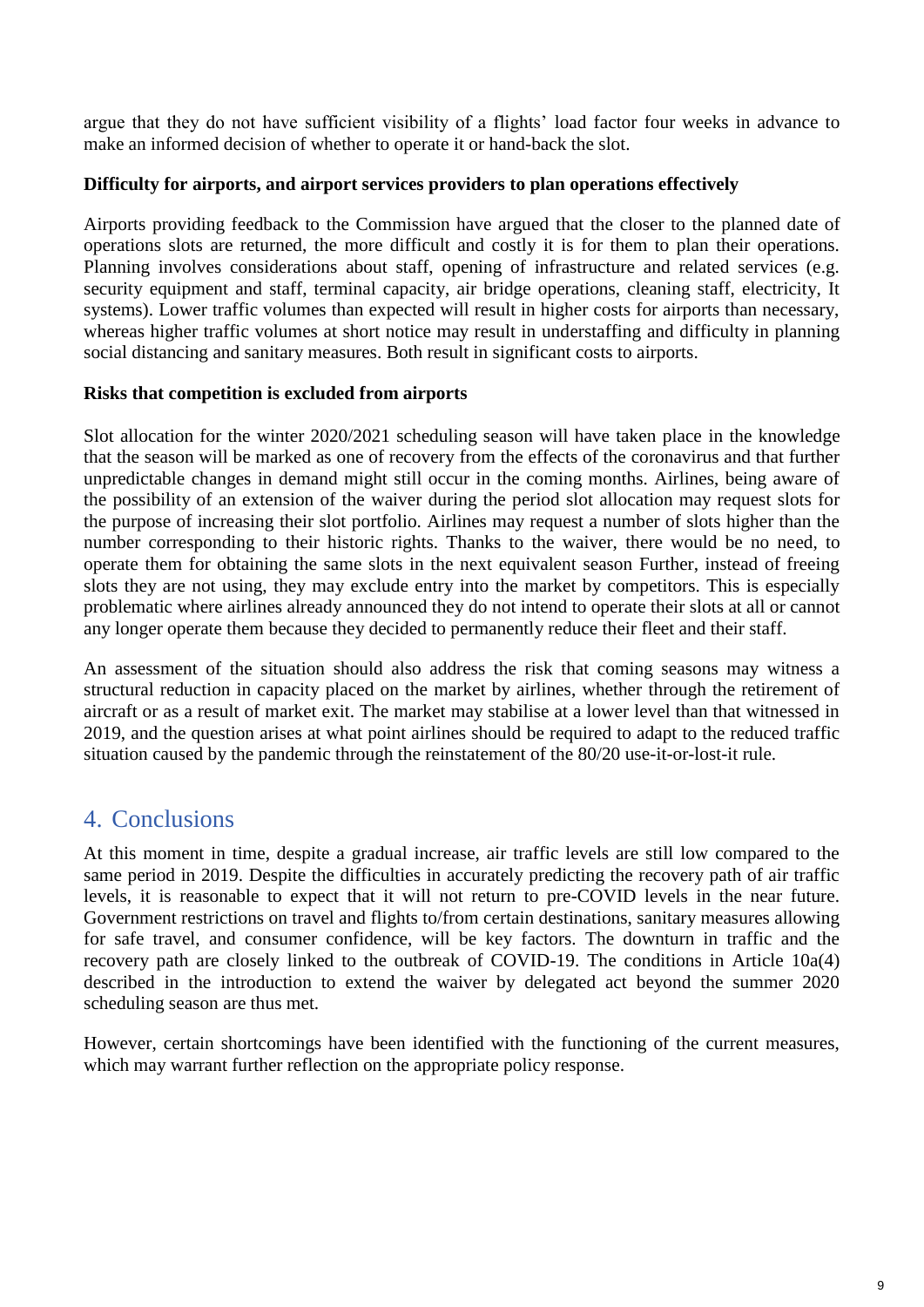argue that they do not have sufficient visibility of a flights' load factor four weeks in advance to make an informed decision of whether to operate it or hand-back the slot.

**Difficulty for airports, and airport services providers to plan operations effectively**

Airports providing feedback to the Commission have argued that the closer to the planned date of operations slots are returned, the more difficult and costly it is for them to plan their operations. Planning involves considerations about staff, opening of infrastructure and related services (e.g. security equipment and staff, terminal capacity, air bridge operations, cleaning staff, electricity, It systems). Lower traffic volumes than expected will result in higher costs for airports than necessary, whereas higher traffic volumes at short notice may result in understaffing and difficulty in planning social distancing and sanitary measures. Both result in significant costs to airports.

**Risks that competition is excluded from airports**

Slot allocation for the winter 2020/2021 scheduling season will have taken place in the knowledge that the season will be marked as one of recovery from the effects of the coronavirus and that further unpredictable changes in demand might still occur in the coming months. Airlines, being aware of the possibility of an extension of the waiver during the period slot allocation may request slots for the purpose of increasing their slot portfolio. Airlines may request a number of slots higher than the number corresponding to their historic rights. Thanks to the waiver, there would be no need, to operate them for obtaining the same slots in the next equivalent season Further, instead of freeing slots they are not using, they may exclude entry into the market by competitors. This is especially problematic where airlines already announced they do not intend to operate their slots at all or cannot any longer operate them because they decided to permanently reduce their fleet and their staff.

An assessment of the situation should also address the risk that coming seasons may witness a structural reduction in capacity placed on the market by airlines, whether through the retirement of aircraft or as a result of market exit. The market may stabilise at a lower level than that witnessed in 2019, and the question arises at what point airlines should be required to adapt to the reduced traffic situation caused by the pandemic through the reinstatement of the 80/20 use-it-or-lost-it rule.

## 4. Conclusions

At this moment in time, despite a gradual increase, air traffic levels are still low compared to the same period in 2019. Despite the difficulties in accurately predicting the recovery path of air traffic levels, it is reasonable to expect that it will not return to pre-COVID levels in the near future. Government restrictions on travel and flights to/from certain destinations, sanitary measures allowing for safe travel, and consumer confidence, will be key factors. The downturn in traffic and the recovery path are closely linked to the outbreak of COVID-19. The conditions in Article 10a(4) described in the introduction to extend the waiver by delegated act beyond the summer 2020 scheduling season are thus met.

However, certain shortcomings have been identified with the functioning of the current measures, which may warrant further reflection on the appropriate policy response.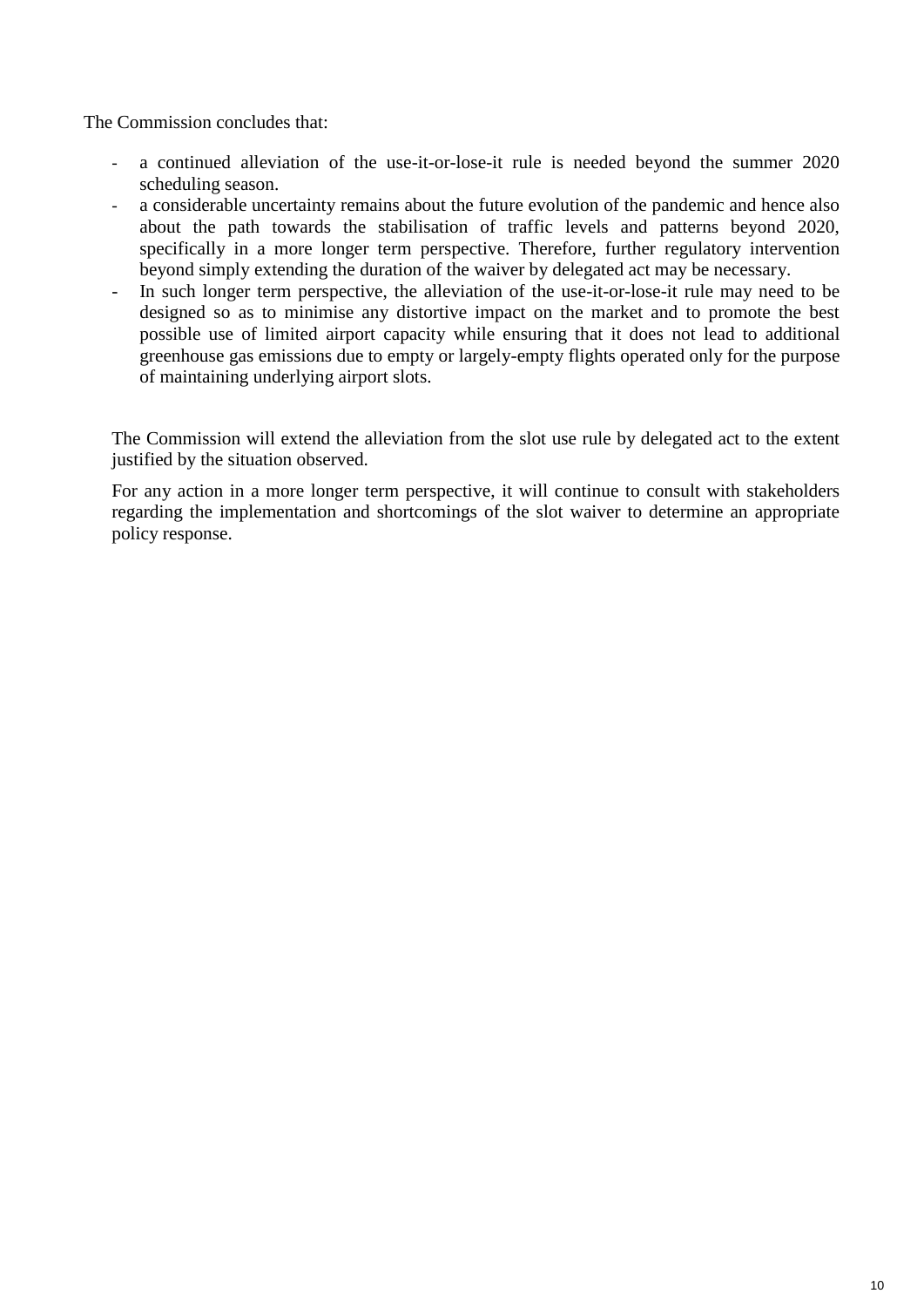The Commission concludes that:

- a continued alleviation of the use-it-or-lose-it rule is needed beyond the summer 2020 scheduling season.
- a considerable uncertainty remains about the future evolution of the pandemic and hence also about the path towards the stabilisation of traffic levels and patterns beyond 2020, specifically in a more longer term perspective. Therefore, further regulatory intervention beyond simply extending the duration of the waiver by delegated act may be necessary.
- In such longer term perspective, the alleviation of the use-it-or-lose-it rule may need to be designed so as to minimise any distortive impact on the market and to promote the best possible use of limited airport capacity while ensuring that it does not lead to additional greenhouse gas emissions due to empty or largely-empty flights operated only for the purpose of maintaining underlying airport slots.

The Commission will extend the alleviation from the slot use rule by delegated act to the extent justified by the situation observed.

For any action in a more longer term perspective, it will continue to consult with stakeholders regarding the implementation and shortcomings of the slot waiver to determine an appropriate policy response.